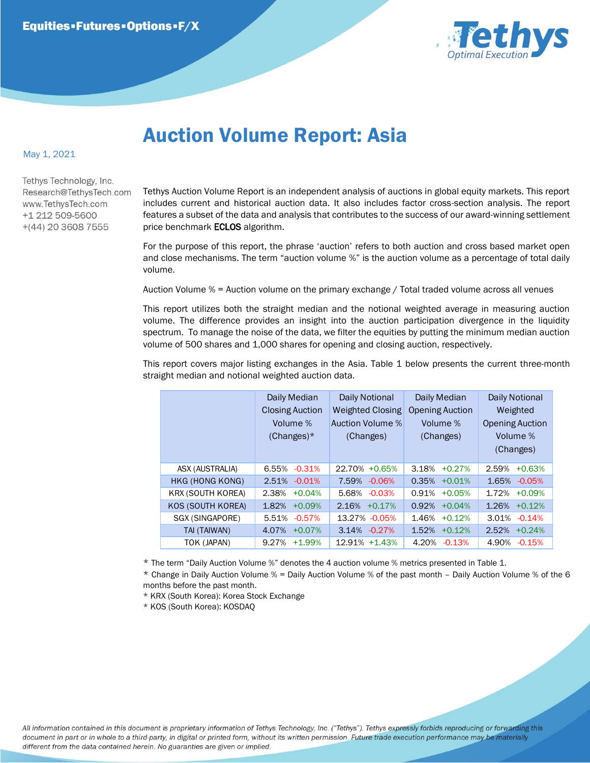Equities▪Futures▪Options▪F/X

# Auction Volume Report: Asia

May 1, 2021

Tethys Technology, Inc.
Research@TethysTech.com
www.TethysTech.com
+1 212 509-5600
+(44) 20 3608 7555

Tethys Auction Volume Report is an independent analysis of auctions in global equity markets. This report includes current and historical auction data. It also includes factor cross-section analysis. The report features a subset of the data and analysis that contributes to the success of our award-winning settlement price benchmark **ECLOS** algorithm.

For the purpose of this report, the phrase 'auction' refers to both auction and cross based market open and close mechanisms. The term "auction volume %" is the auction volume as a percentage of total daily volume.

Auction Volume % = Auction volume on the primary exchange / Total traded volume across all venues

This report utilizes both the straight median and the notional weighted average in measuring auction volume. The difference provides an insight into the auction participation divergence in the liquidity spectrum. To manage the noise of the data, we filter the equities by putting the minimum median auction volume of 500 shares and 1,000 shares for opening and closing auction, respectively.

This report covers major listing exchanges in the Asia. Table 1 below presents the current three-month straight median and notional weighted auction data.

| | Daily Median Closing Auction Volume % (Changes)* | Daily Notional Weighted Closing Auction Volume % (Changes) | Daily Median Opening Auction Volume % (Changes) | Daily Notional Weighted Opening Auction Volume % (Changes) |
|---|---|---|---|---|
| ASX (AUSTRALIA) | 6.55% -0.31% | 22.70% +0.65% | 3.18% +0.27% | 2.59% +0.63% |
| HKG (HONG KONG) | 2.51% -0.01% | 7.59% -0.06% | 0.35% +0.01% | 1.65% -0.05% |
| KRX (SOUTH KOREA) | 2.38% +0.04% | 5.68% -0.03% | 0.91% +0.05% | 1.72% +0.09% |
| KOS (SOUTH KOREA) | 1.82% +0.09% | 2.16% +0.17% | 0.92% +0.04% | 1.26% +0.12% |
| SGX (SINGAPORE) | 5.51% -0.57% | 13.27% -0.05% | 1.46% +0.12% | 3.01% -0.14% |
| TAI (TAIWAN) | 4.07% +0.07% | 3.14% -0.27% | 1.52% +0.12% | 2.52% +0.24% |
| TOK (JAPAN) | 9.27% +1.99% | 12.91% +1.43% | 4.20% -0.13% | 4.90% -0.15% |

\* The term "Daily Auction Volume %" denotes the 4 auction volume % metrics presented in Table 1.
\* Change in Daily Auction Volume % = Daily Auction Volume % of the past month – Daily Auction Volume % of the 6 months before the past month.
\* KRX (South Korea): Korea Stock Exchange
\* KOS (South Korea): KOSDAQ

*All information contained in this document is proprietary information of Tethys Technology, Inc. ("Tethys"). Tethys expressly forbids reproducing or forwarding this document in part or in whole to a third-party, in digital or printed form, without its written permission. Future trade execution performance may be materially different from the data contained herein. No guarantees are given or implied.*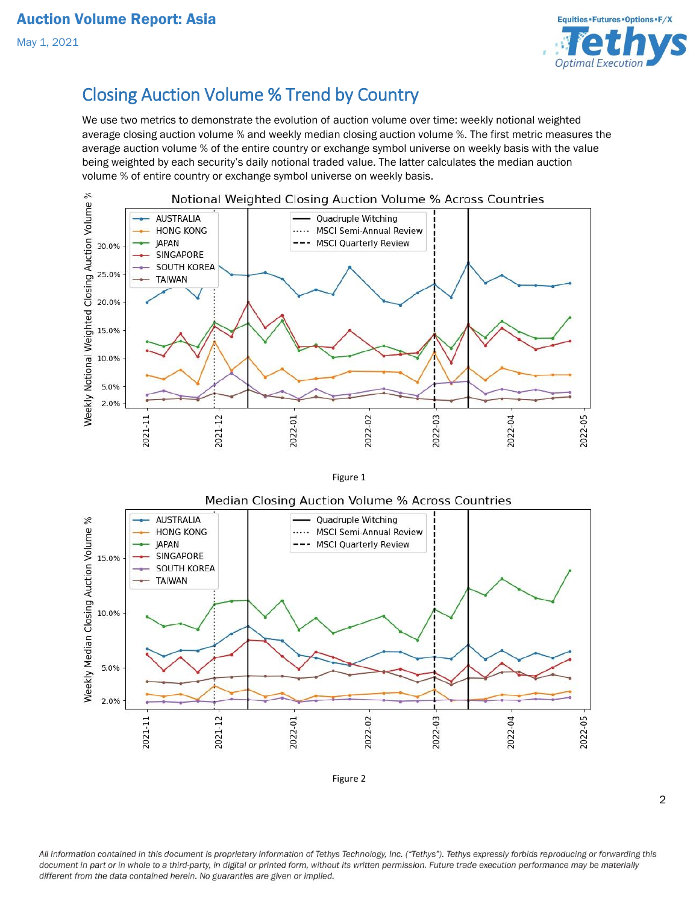## Closing Auction Volume % Trend by Country

We use two metrics to demonstrate the evolution of auction volume over time: weekly notional weighted average closing auction volume % and weekly median closing auction volume %. The first metric measures the average auction volume % of the entire country or exchange symbol universe on weekly basis with the value being weighted by each security's daily notional traded value. The latter calculates the median auction volume % of entire country or exchange symbol universe on weekly basis.

Notional Weighted Closing Auction Volume % Across Countries

Weekly Notional Weighted Closing Auction Volume %

AUSTRALIA
HONG KONG
JAPAN
SINGAPORE
SOUTH KOREA
TAIWAN

Quadruple Witching
MSCI Semi-Annual Review
MSCI Quarterly Review

30.0%
25.0%
20.0%
15.0%
10.0%
5.0%
2.0%

2021-11
2021-12
2022-01
2022-02
2022-03
2022-04
2022-05

Figure 1

Median Closing Auction Volume % Across Countries

Weekly Median Closing Auction Volume %

AUSTRALIA
HONG KONG
JAPAN
SINGAPORE
SOUTH KOREA
TAIWAN

Quadruple Witching
MSCI Semi-Annual Review
MSCI Quarterly Review

15.0%
10.0%
5.0%
2.0%

2021-11
2021-12
2022-01
2022-02
2022-03
2022-04
2022-05

Figure 2

*All information contained in this document is proprietary information of Tethys Technology, Inc. ("Tethys"). Tethys expressly forbids reproducing or forwarding this document in part or in whole to a third-party, in digital or printed form, without its written permission. Future trade execution performance may be materially different from the data contained herein. No guaranties are given or implied.*